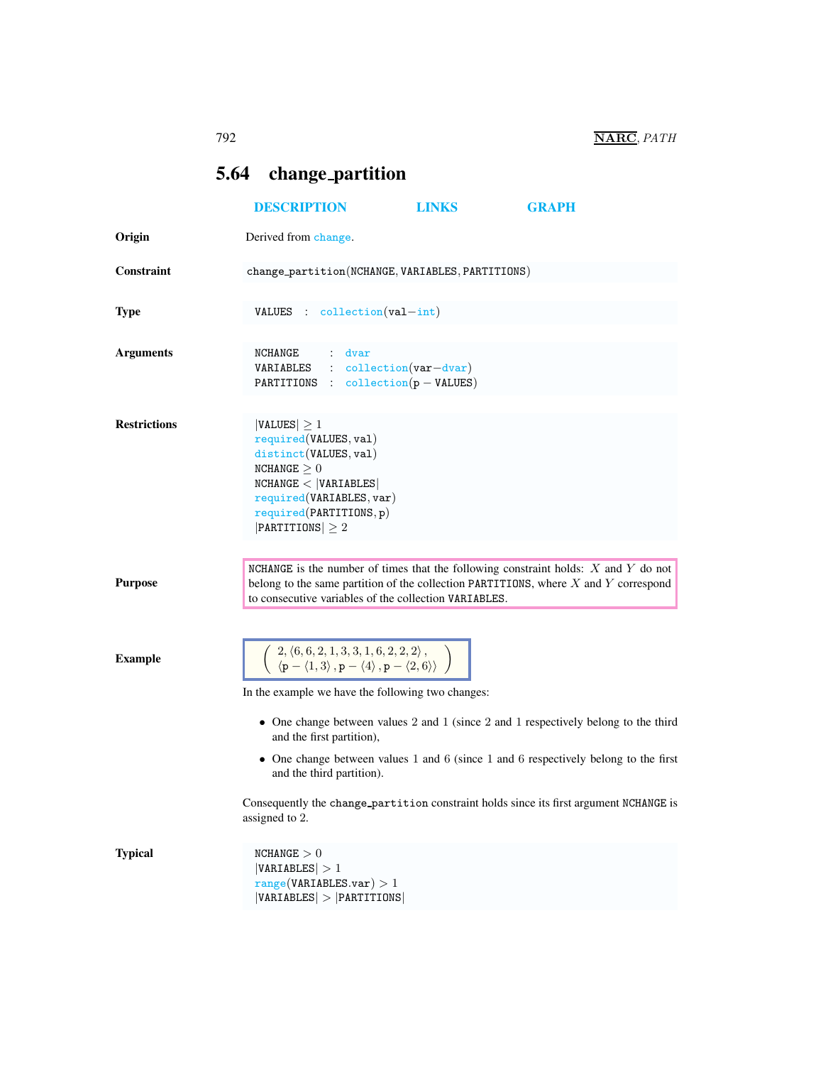## 5.64 change_partition

DESCRIPTION LINKS GRAPH

**Origin**

Derived from change.

**Constraint**

change_partition(NCHANGE, VARIABLES, PARTITIONS)

**Type**

VALUES : collection(val−int)

**Arguments**

NCHANGE : dvar
VARIABLES : collection(var−dvar)
PARTITIONS : collection(p − VALUES)

**Restrictions**

|VALUES| $\geq 1$
required(VALUES, val)
distinct(VALUES, val)
NCHANGE $\geq 0$
NCHANGE $<$ |VARIABLES|
required(VARIABLES, var)
required(PARTITIONS, p)
|PARTITIONS| $\geq 2$

**Purpose**

NCHANGE is the number of times that the following constraint holds: $X$ and $Y$ do not belong to the same partition of the collection PARTITIONS, where $X$ and $Y$ correspond to consecutive variables of the collection VARIABLES.

**Example**

$$\left( \begin{array}{l} 2, \langle 6, 6, 2, 1, 3, 3, 1, 6, 2, 2, 2 \rangle, \\ \langle \mathtt{p} - \langle 1, 3 \rangle, \mathtt{p} - \langle 4 \rangle, \mathtt{p} - \langle 2, 6 \rangle \rangle \end{array} \right)$$

In the example we have the following two changes:

- One change between values 2 and 1 (since 2 and 1 respectively belong to the third and the first partition),
- One change between values 1 and 6 (since 1 and 6 respectively belong to the first and the third partition).

Consequently the change_partition constraint holds since its first argument NCHANGE is assigned to 2.

**Typical**

NCHANGE $> 0$
|VARIABLES| $> 1$
range(VARIABLES.var) $> 1$
|VARIABLES| $>$ |PARTITIONS|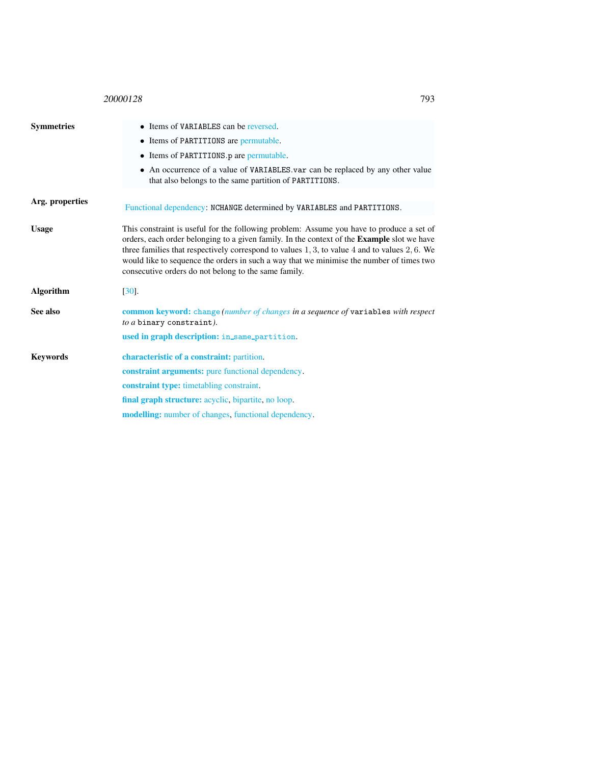**Symmetries**

- Items of `VARIABLES` can be reversed.
- Items of `PARTITIONS` are permutable.
- Items of `PARTITIONS.p` are permutable.
- An occurrence of a value of `VARIABLES.var` can be replaced by any other value that also belongs to the same partition of `PARTITIONS`.

**Arg. properties**

Functional dependency: `NCHANGE` determined by `VARIABLES` and `PARTITIONS`.

**Usage**

This constraint is useful for the following problem: Assume you have to produce a set of orders, each order belonging to a given family. In the context of the **Example** slot we have three families that respectively correspond to values $1, 3$, to value $4$ and to values $2, 6$. We would like to sequence the orders in such a way that we minimise the number of times two consecutive orders do not belong to the same family.

**Algorithm**

[30].

**See also**

**common keyword:** `change` (*number of changes in a sequence of* `variables` *with respect to a* `binary constraint`).

**used in graph description:** `in_same_partition`.

**Keywords**

**characteristic of a constraint:** partition.

**constraint arguments:** pure functional dependency.

**constraint type:** timetabling constraint.

**final graph structure:** acyclic, bipartite, no loop.

**modelling:** number of changes, functional dependency.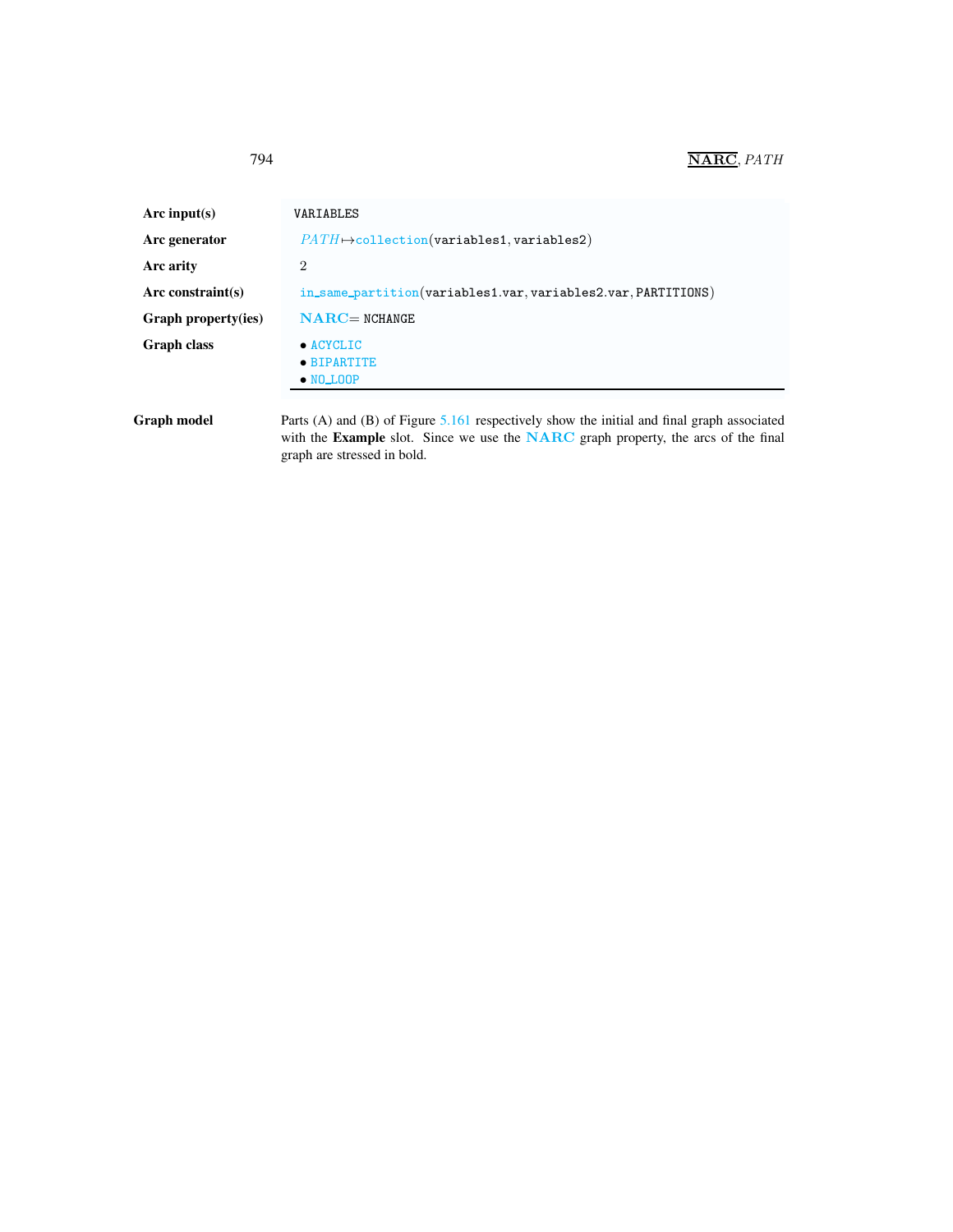| | |
|---|---|
| **Arc input(s)** | VARIABLES |
| **Arc generator** | *PATH* ↦ collection(variables1, variables2) |
| **Arc arity** | 2 |
| **Arc constraint(s)** | in_same_partition(variables1.var, variables2.var, PARTITIONS) |
| **Graph property(ies)** | **NARC** = NCHANGE |
| **Graph class** | • ACYCLIC<br>• BIPARTITE<br>• NO_LOOP |

**Graph model** Parts (A) and (B) of Figure 5.161 respectively show the initial and final graph associated with the **Example** slot. Since we use the **NARC** graph property, the arcs of the final graph are stressed in bold.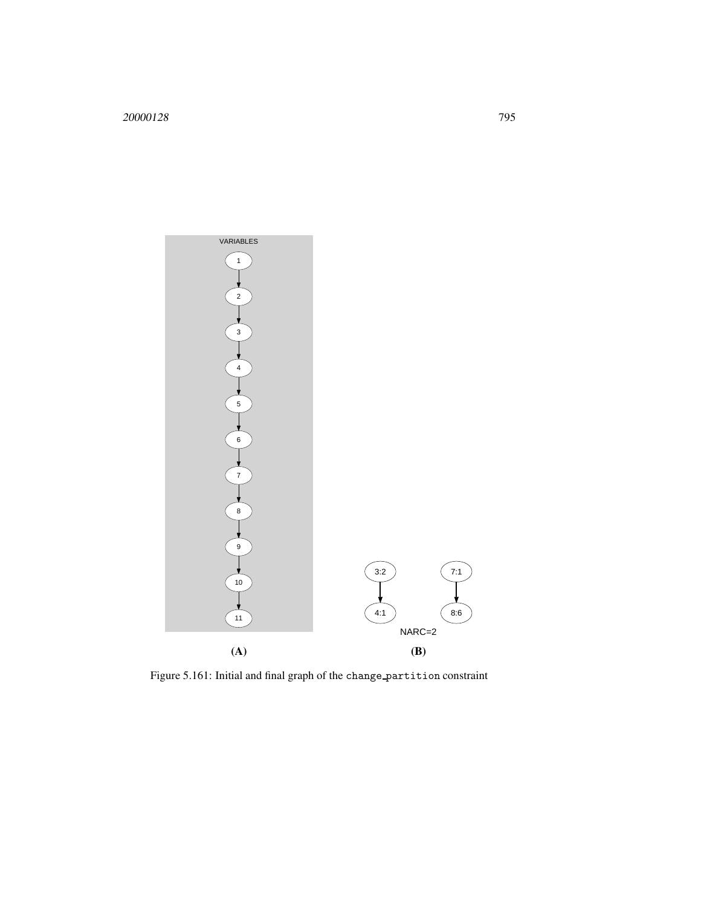VARIABLES

1

2

3

4

5

6

7

8

9

10

11

3:2

4:1

7:1

8:6

NARC=2

**(A)**

**(B)**

Figure 5.161: Initial and final graph of the change_partition constraint